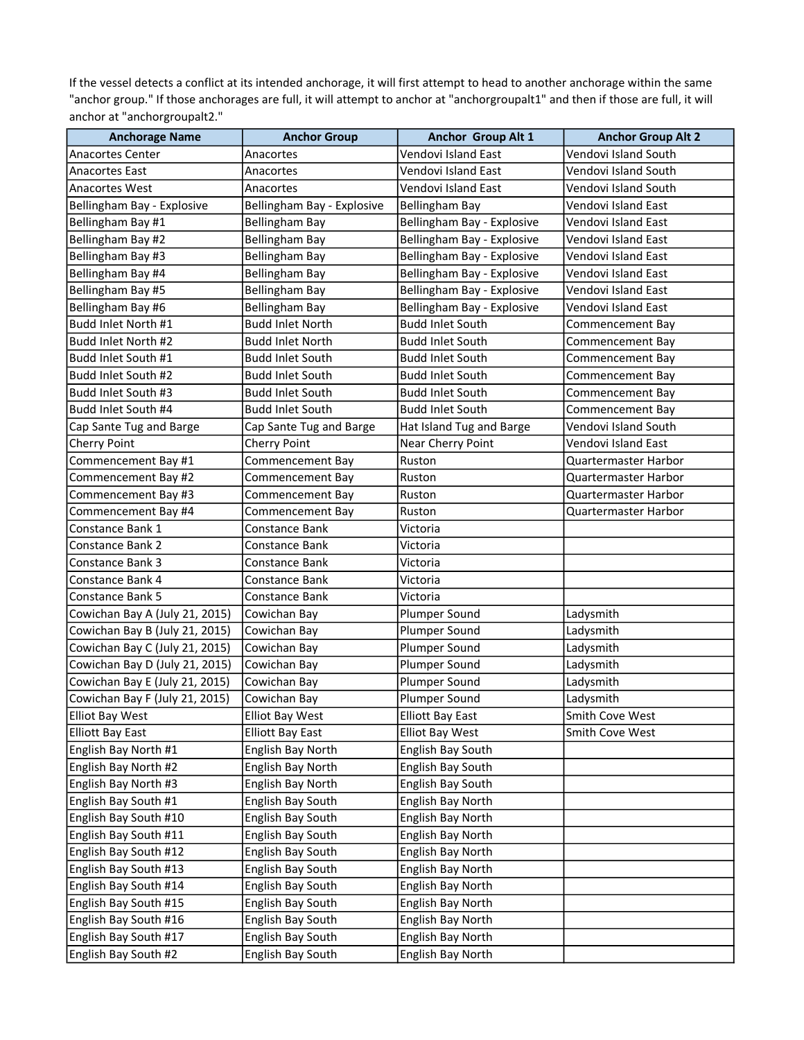If the vessel detects a conflict at its intended anchorage, it will first attempt to head to another anchorage within the same "anchor group." If those anchorages are full, it will attempt to anchor at "anchorgroupalt1" and then if those are full, it will anchor at "anchorgroupalt2."

| Anchorage Name | Anchor Group | Anchor Group Alt 1 | Anchor Group Alt 2 |
|---|---|---|---|
| Anacortes Center | Anacortes | Vendovi Island East | Vendovi Island South |
| Anacortes East | Anacortes | Vendovi Island East | Vendovi Island South |
| Anacortes West | Anacortes | Vendovi Island East | Vendovi Island South |
| Bellingham Bay - Explosive | Bellingham Bay - Explosive | Bellingham Bay | Vendovi Island East |
| Bellingham Bay #1 | Bellingham Bay | Bellingham Bay - Explosive | Vendovi Island East |
| Bellingham Bay #2 | Bellingham Bay | Bellingham Bay - Explosive | Vendovi Island East |
| Bellingham Bay #3 | Bellingham Bay | Bellingham Bay - Explosive | Vendovi Island East |
| Bellingham Bay #4 | Bellingham Bay | Bellingham Bay - Explosive | Vendovi Island East |
| Bellingham Bay #5 | Bellingham Bay | Bellingham Bay - Explosive | Vendovi Island East |
| Bellingham Bay #6 | Bellingham Bay | Bellingham Bay - Explosive | Vendovi Island East |
| Budd Inlet North #1 | Budd Inlet North | Budd Inlet South | Commencement Bay |
| Budd Inlet North #2 | Budd Inlet North | Budd Inlet South | Commencement Bay |
| Budd Inlet South #1 | Budd Inlet South | Budd Inlet South | Commencement Bay |
| Budd Inlet South #2 | Budd Inlet South | Budd Inlet South | Commencement Bay |
| Budd Inlet South #3 | Budd Inlet South | Budd Inlet South | Commencement Bay |
| Budd Inlet South #4 | Budd Inlet South | Budd Inlet South | Commencement Bay |
| Cap Sante Tug and Barge | Cap Sante Tug and Barge | Hat Island Tug and Barge | Vendovi Island South |
| Cherry Point | Cherry Point | Near Cherry Point | Vendovi Island East |
| Commencement Bay #1 | Commencement Bay | Ruston | Quartermaster Harbor |
| Commencement Bay #2 | Commencement Bay | Ruston | Quartermaster Harbor |
| Commencement Bay #3 | Commencement Bay | Ruston | Quartermaster Harbor |
| Commencement Bay #4 | Commencement Bay | Ruston | Quartermaster Harbor |
| Constance Bank 1 | Constance Bank | Victoria | |
| Constance Bank 2 | Constance Bank | Victoria | |
| Constance Bank 3 | Constance Bank | Victoria | |
| Constance Bank 4 | Constance Bank | Victoria | |
| Constance Bank 5 | Constance Bank | Victoria | |
| Cowichan Bay A (July 21, 2015) | Cowichan Bay | Plumper Sound | Ladysmith |
| Cowichan Bay B (July 21, 2015) | Cowichan Bay | Plumper Sound | Ladysmith |
| Cowichan Bay C (July 21, 2015) | Cowichan Bay | Plumper Sound | Ladysmith |
| Cowichan Bay D (July 21, 2015) | Cowichan Bay | Plumper Sound | Ladysmith |
| Cowichan Bay E (July 21, 2015) | Cowichan Bay | Plumper Sound | Ladysmith |
| Cowichan Bay F (July 21, 2015) | Cowichan Bay | Plumper Sound | Ladysmith |
| Elliot Bay West | Elliot Bay West | Elliott Bay East | Smith Cove West |
| Elliott Bay East | Elliott Bay East | Elliot Bay West | Smith Cove West |
| English Bay North #1 | English Bay North | English Bay South | |
| English Bay North #2 | English Bay North | English Bay South | |
| English Bay North #3 | English Bay North | English Bay South | |
| English Bay South #1 | English Bay South | English Bay North | |
| English Bay South #10 | English Bay South | English Bay North | |
| English Bay South #11 | English Bay South | English Bay North | |
| English Bay South #12 | English Bay South | English Bay North | |
| English Bay South #13 | English Bay South | English Bay North | |
| English Bay South #14 | English Bay South | English Bay North | |
| English Bay South #15 | English Bay South | English Bay North | |
| English Bay South #16 | English Bay South | English Bay North | |
| English Bay South #17 | English Bay South | English Bay North | |
| English Bay South #2 | English Bay South | English Bay North | |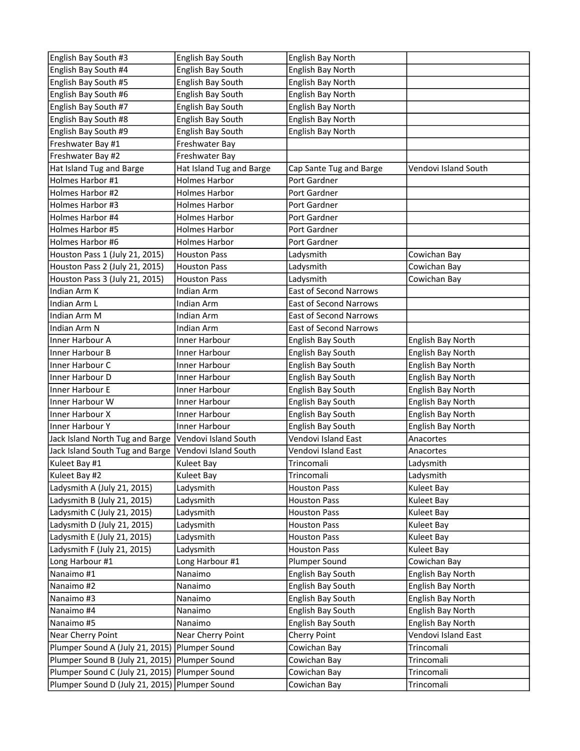| | | | |
|---|---|---|---|
| English Bay South #3 | English Bay South | English Bay North | |
| English Bay South #4 | English Bay South | English Bay North | |
| English Bay South #5 | English Bay South | English Bay North | |
| English Bay South #6 | English Bay South | English Bay North | |
| English Bay South #7 | English Bay South | English Bay North | |
| English Bay South #8 | English Bay South | English Bay North | |
| English Bay South #9 | English Bay South | English Bay North | |
| Freshwater Bay #1 | Freshwater Bay | | |
| Freshwater Bay #2 | Freshwater Bay | | |
| Hat Island Tug and Barge | Hat Island Tug and Barge | Cap Sante Tug and Barge | Vendovi Island South |
| Holmes Harbor #1 | Holmes Harbor | Port Gardner | |
| Holmes Harbor #2 | Holmes Harbor | Port Gardner | |
| Holmes Harbor #3 | Holmes Harbor | Port Gardner | |
| Holmes Harbor #4 | Holmes Harbor | Port Gardner | |
| Holmes Harbor #5 | Holmes Harbor | Port Gardner | |
| Holmes Harbor #6 | Holmes Harbor | Port Gardner | |
| Houston Pass 1 (July 21, 2015) | Houston Pass | Ladysmith | Cowichan Bay |
| Houston Pass 2 (July 21, 2015) | Houston Pass | Ladysmith | Cowichan Bay |
| Houston Pass 3 (July 21, 2015) | Houston Pass | Ladysmith | Cowichan Bay |
| Indian Arm K | Indian Arm | East of Second Narrows | |
| Indian Arm L | Indian Arm | East of Second Narrows | |
| Indian Arm M | Indian Arm | East of Second Narrows | |
| Indian Arm N | Indian Arm | East of Second Narrows | |
| Inner Harbour A | Inner Harbour | English Bay South | English Bay North |
| Inner Harbour B | Inner Harbour | English Bay South | English Bay North |
| Inner Harbour C | Inner Harbour | English Bay South | English Bay North |
| Inner Harbour D | Inner Harbour | English Bay South | English Bay North |
| Inner Harbour E | Inner Harbour | English Bay South | English Bay North |
| Inner Harbour W | Inner Harbour | English Bay South | English Bay North |
| Inner Harbour X | Inner Harbour | English Bay South | English Bay North |
| Inner Harbour Y | Inner Harbour | English Bay South | English Bay North |
| Jack Island North Tug and Barge | Vendovi Island South | Vendovi Island East | Anacortes |
| Jack Island South Tug and Barge | Vendovi Island South | Vendovi Island East | Anacortes |
| Kuleet Bay #1 | Kuleet Bay | Trincomali | Ladysmith |
| Kuleet Bay #2 | Kuleet Bay | Trincomali | Ladysmith |
| Ladysmith A (July 21, 2015) | Ladysmith | Houston Pass | Kuleet Bay |
| Ladysmith B (July 21, 2015) | Ladysmith | Houston Pass | Kuleet Bay |
| Ladysmith C (July 21, 2015) | Ladysmith | Houston Pass | Kuleet Bay |
| Ladysmith D (July 21, 2015) | Ladysmith | Houston Pass | Kuleet Bay |
| Ladysmith E (July 21, 2015) | Ladysmith | Houston Pass | Kuleet Bay |
| Ladysmith F (July 21, 2015) | Ladysmith | Houston Pass | Kuleet Bay |
| Long Harbour #1 | Long Harbour #1 | Plumper Sound | Cowichan Bay |
| Nanaimo #1 | Nanaimo | English Bay South | English Bay North |
| Nanaimo #2 | Nanaimo | English Bay South | English Bay North |
| Nanaimo #3 | Nanaimo | English Bay South | English Bay North |
| Nanaimo #4 | Nanaimo | English Bay South | English Bay North |
| Nanaimo #5 | Nanaimo | English Bay South | English Bay North |
| Near Cherry Point | Near Cherry Point | Cherry Point | Vendovi Island East |
| Plumper Sound A (July 21, 2015) | Plumper Sound | Cowichan Bay | Trincomali |
| Plumper Sound B (July 21, 2015) | Plumper Sound | Cowichan Bay | Trincomali |
| Plumper Sound C (July 21, 2015) | Plumper Sound | Cowichan Bay | Trincomali |
| Plumper Sound D (July 21, 2015) | Plumper Sound | Cowichan Bay | Trincomali |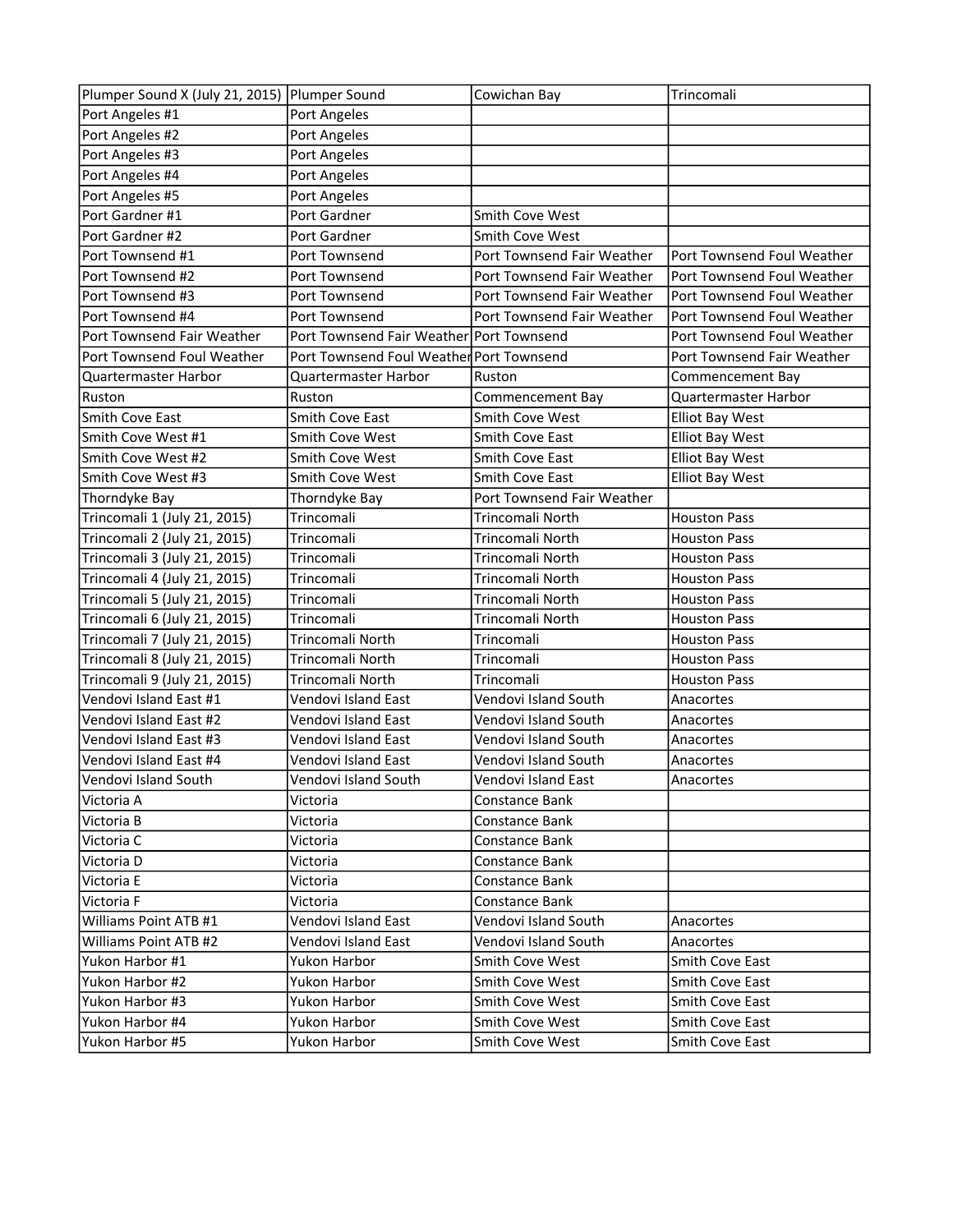| | | | |
|---|---|---|---|
| Plumper Sound X (July 21, 2015) | Plumper Sound | Cowichan Bay | Trincomali |
| Port Angeles #1 | Port Angeles | | |
| Port Angeles #2 | Port Angeles | | |
| Port Angeles #3 | Port Angeles | | |
| Port Angeles #4 | Port Angeles | | |
| Port Angeles #5 | Port Angeles | | |
| Port Gardner #1 | Port Gardner | Smith Cove West | |
| Port Gardner #2 | Port Gardner | Smith Cove West | |
| Port Townsend #1 | Port Townsend | Port Townsend Fair Weather | Port Townsend Foul Weather |
| Port Townsend #2 | Port Townsend | Port Townsend Fair Weather | Port Townsend Foul Weather |
| Port Townsend #3 | Port Townsend | Port Townsend Fair Weather | Port Townsend Foul Weather |
| Port Townsend #4 | Port Townsend | Port Townsend Fair Weather | Port Townsend Foul Weather |
| Port Townsend Fair Weather | Port Townsend Fair Weather | Port Townsend | Port Townsend Foul Weather |
| Port Townsend Foul Weather | Port Townsend Foul Weather | Port Townsend | Port Townsend Fair Weather |
| Quartermaster Harbor | Quartermaster Harbor | Ruston | Commencement Bay |
| Ruston | Ruston | Commencement Bay | Quartermaster Harbor |
| Smith Cove East | Smith Cove East | Smith Cove West | Elliot Bay West |
| Smith Cove West #1 | Smith Cove West | Smith Cove East | Elliot Bay West |
| Smith Cove West #2 | Smith Cove West | Smith Cove East | Elliot Bay West |
| Smith Cove West #3 | Smith Cove West | Smith Cove East | Elliot Bay West |
| Thorndyke Bay | Thorndyke Bay | Port Townsend Fair Weather | |
| Trincomali 1 (July 21, 2015) | Trincomali | Trincomali North | Houston Pass |
| Trincomali 2 (July 21, 2015) | Trincomali | Trincomali North | Houston Pass |
| Trincomali 3 (July 21, 2015) | Trincomali | Trincomali North | Houston Pass |
| Trincomali 4 (July 21, 2015) | Trincomali | Trincomali North | Houston Pass |
| Trincomali 5 (July 21, 2015) | Trincomali | Trincomali North | Houston Pass |
| Trincomali 6 (July 21, 2015) | Trincomali | Trincomali North | Houston Pass |
| Trincomali 7 (July 21, 2015) | Trincomali North | Trincomali | Houston Pass |
| Trincomali 8 (July 21, 2015) | Trincomali North | Trincomali | Houston Pass |
| Trincomali 9 (July 21, 2015) | Trincomali North | Trincomali | Houston Pass |
| Vendovi Island East #1 | Vendovi Island East | Vendovi Island South | Anacortes |
| Vendovi Island East #2 | Vendovi Island East | Vendovi Island South | Anacortes |
| Vendovi Island East #3 | Vendovi Island East | Vendovi Island South | Anacortes |
| Vendovi Island East #4 | Vendovi Island East | Vendovi Island South | Anacortes |
| Vendovi Island South | Vendovi Island South | Vendovi Island East | Anacortes |
| Victoria A | Victoria | Constance Bank | |
| Victoria B | Victoria | Constance Bank | |
| Victoria C | Victoria | Constance Bank | |
| Victoria D | Victoria | Constance Bank | |
| Victoria E | Victoria | Constance Bank | |
| Victoria F | Victoria | Constance Bank | |
| Williams Point ATB #1 | Vendovi Island East | Vendovi Island South | Anacortes |
| Williams Point ATB #2 | Vendovi Island East | Vendovi Island South | Anacortes |
| Yukon Harbor #1 | Yukon Harbor | Smith Cove West | Smith Cove East |
| Yukon Harbor #2 | Yukon Harbor | Smith Cove West | Smith Cove East |
| Yukon Harbor #3 | Yukon Harbor | Smith Cove West | Smith Cove East |
| Yukon Harbor #4 | Yukon Harbor | Smith Cove West | Smith Cove East |
| Yukon Harbor #5 | Yukon Harbor | Smith Cove West | Smith Cove East |